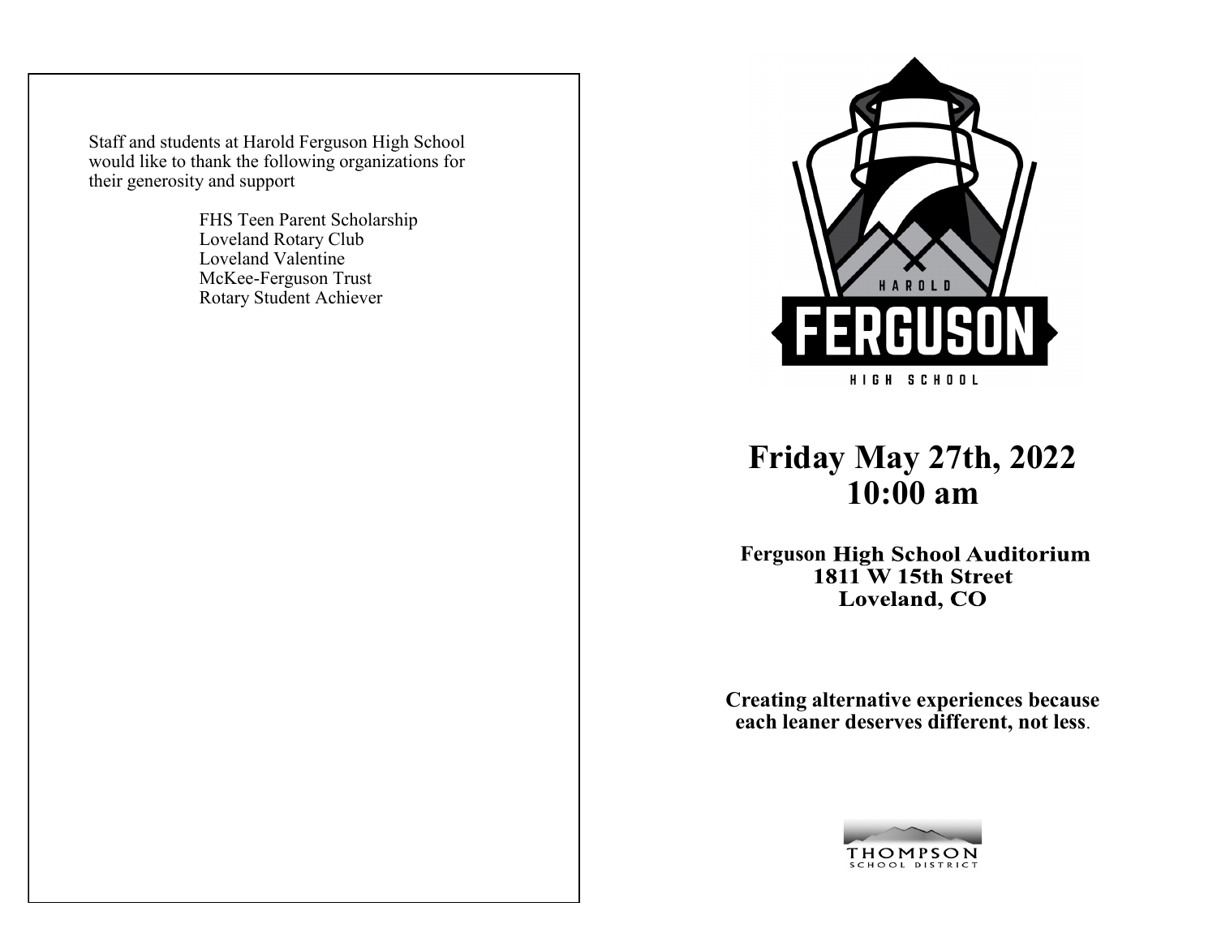Staff and students at Harold Ferguson High School would like to thank the following organizations for their generosity and support

FHS Teen Parent Scholarship
Loveland Rotary Club
Loveland Valentine
McKee-Ferguson Trust
Rotary Student Achiever

HAROLD
FERGUSON
HIGH SCHOOL

# Friday May 27th, 2022
# 10:00 am

**Ferguson High School Auditorium**
**1811 W 15th Street**
**Loveland, CO**

**Creating alternative experiences because each leaner deserves different, not less**.

THOMPSON
SCHOOL DISTRICT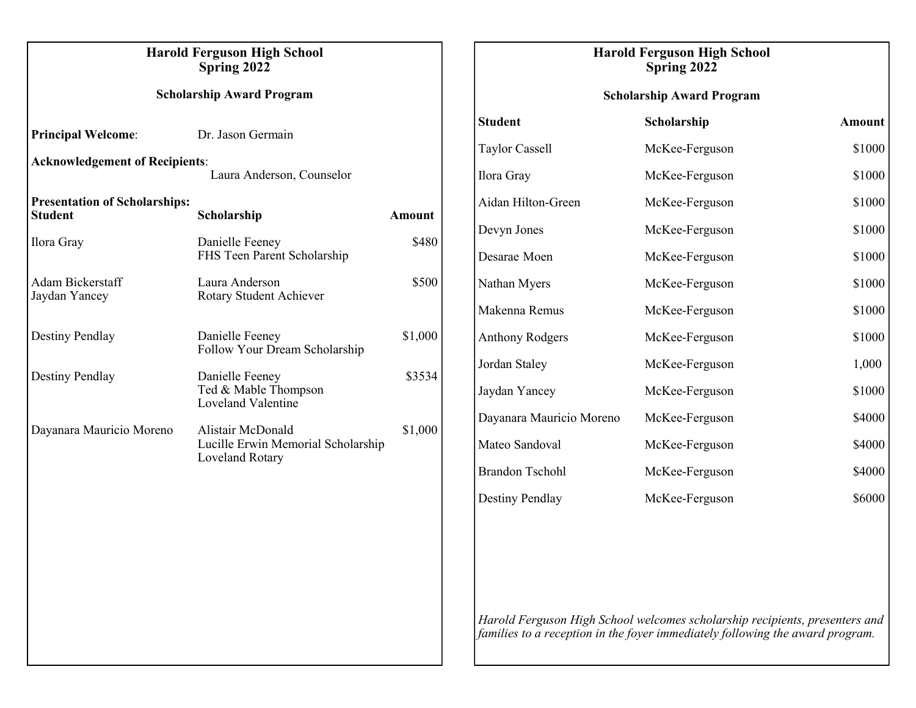## Harold Ferguson High School
## Spring 2022

### Scholarship Award Program

**Principal Welcome**: Dr. Jason Germain

**Acknowledgement of Recipients**: Laura Anderson, Counselor

**Presentation of Scholarships:**

| Student | Scholarship | Amount |
|---|---|---|
| Ilora Gray | Danielle Feeney<br>FHS Teen Parent Scholarship | $480 |
| Adam Bickerstaff<br>Jaydan Yancey | Laura Anderson<br>Rotary Student Achiever | $500 |
| Destiny Pendlay | Danielle Feeney<br>Follow Your Dream Scholarship | $1,000 |
| Destiny Pendlay | Danielle Feeney<br>Ted & Mable Thompson<br>Loveland Valentine | $3534 |
| Dayanara Mauricio Moreno | Alistair McDonald<br>Lucille Erwin Memorial Scholarship<br>Loveland Rotary | $1,000 |

## Harold Ferguson High School
## Spring 2022

### Scholarship Award Program

| Student | Scholarship | Amount |
|---|---|---|
| Taylor Cassell | McKee-Ferguson | $1000 |
| Ilora Gray | McKee-Ferguson | $1000 |
| Aidan Hilton-Green | McKee-Ferguson | $1000 |
| Devyn Jones | McKee-Ferguson | $1000 |
| Desarae Moen | McKee-Ferguson | $1000 |
| Nathan Myers | McKee-Ferguson | $1000 |
| Makenna Remus | McKee-Ferguson | $1000 |
| Anthony Rodgers | McKee-Ferguson | $1000 |
| Jordan Staley | McKee-Ferguson | 1,000 |
| Jaydan Yancey | McKee-Ferguson | $1000 |
| Dayanara Mauricio Moreno | McKee-Ferguson | $4000 |
| Mateo Sandoval | McKee-Ferguson | $4000 |
| Brandon Tschohl | McKee-Ferguson | $4000 |
| Destiny Pendlay | McKee-Ferguson | $6000 |

*Harold Ferguson High School welcomes scholarship recipients, presenters and families to a reception in the foyer immediately following the award program.*